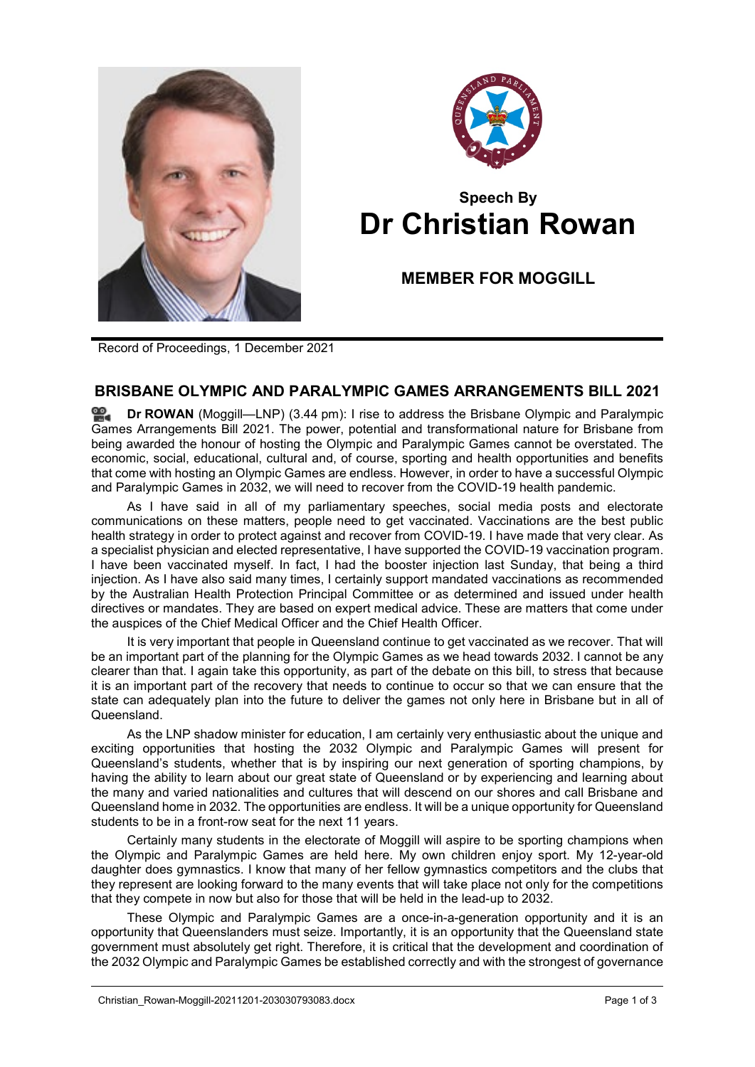Speech By
# Dr Christian Rowan

## MEMBER FOR MOGGILL

Record of Proceedings, 1 December 2021

## BRISBANE OLYMPIC AND PARALYMPIC GAMES ARRANGEMENTS BILL 2021

**Dr ROWAN** (Moggill—LNP) (3.44 pm): I rise to address the Brisbane Olympic and Paralympic Games Arrangements Bill 2021. The power, potential and transformational nature for Brisbane from being awarded the honour of hosting the Olympic and Paralympic Games cannot be overstated. The economic, social, educational, cultural and, of course, sporting and health opportunities and benefits that come with hosting an Olympic Games are endless. However, in order to have a successful Olympic and Paralympic Games in 2032, we will need to recover from the COVID-19 health pandemic.

As I have said in all of my parliamentary speeches, social media posts and electorate communications on these matters, people need to get vaccinated. Vaccinations are the best public health strategy in order to protect against and recover from COVID-19. I have made that very clear. As a specialist physician and elected representative, I have supported the COVID-19 vaccination program. I have been vaccinated myself. In fact, I had the booster injection last Sunday, that being a third injection. As I have also said many times, I certainly support mandated vaccinations as recommended by the Australian Health Protection Principal Committee or as determined and issued under health directives or mandates. They are based on expert medical advice. These are matters that come under the auspices of the Chief Medical Officer and the Chief Health Officer.

It is very important that people in Queensland continue to get vaccinated as we recover. That will be an important part of the planning for the Olympic Games as we head towards 2032. I cannot be any clearer than that. I again take this opportunity, as part of the debate on this bill, to stress that because it is an important part of the recovery that needs to continue to occur so that we can ensure that the state can adequately plan into the future to deliver the games not only here in Brisbane but in all of Queensland.

As the LNP shadow minister for education, I am certainly very enthusiastic about the unique and exciting opportunities that hosting the 2032 Olympic and Paralympic Games will present for Queensland's students, whether that is by inspiring our next generation of sporting champions, by having the ability to learn about our great state of Queensland or by experiencing and learning about the many and varied nationalities and cultures that will descend on our shores and call Brisbane and Queensland home in 2032. The opportunities are endless. It will be a unique opportunity for Queensland students to be in a front-row seat for the next 11 years.

Certainly many students in the electorate of Moggill will aspire to be sporting champions when the Olympic and Paralympic Games are held here. My own children enjoy sport. My 12-year-old daughter does gymnastics. I know that many of her fellow gymnastics competitors and the clubs that they represent are looking forward to the many events that will take place not only for the competitions that they compete in now but also for those that will be held in the lead-up to 2032.

These Olympic and Paralympic Games are a once-in-a-generation opportunity and it is an opportunity that Queenslanders must seize. Importantly, it is an opportunity that the Queensland state government must absolutely get right. Therefore, it is critical that the development and coordination of the 2032 Olympic and Paralympic Games be established correctly and with the strongest of governance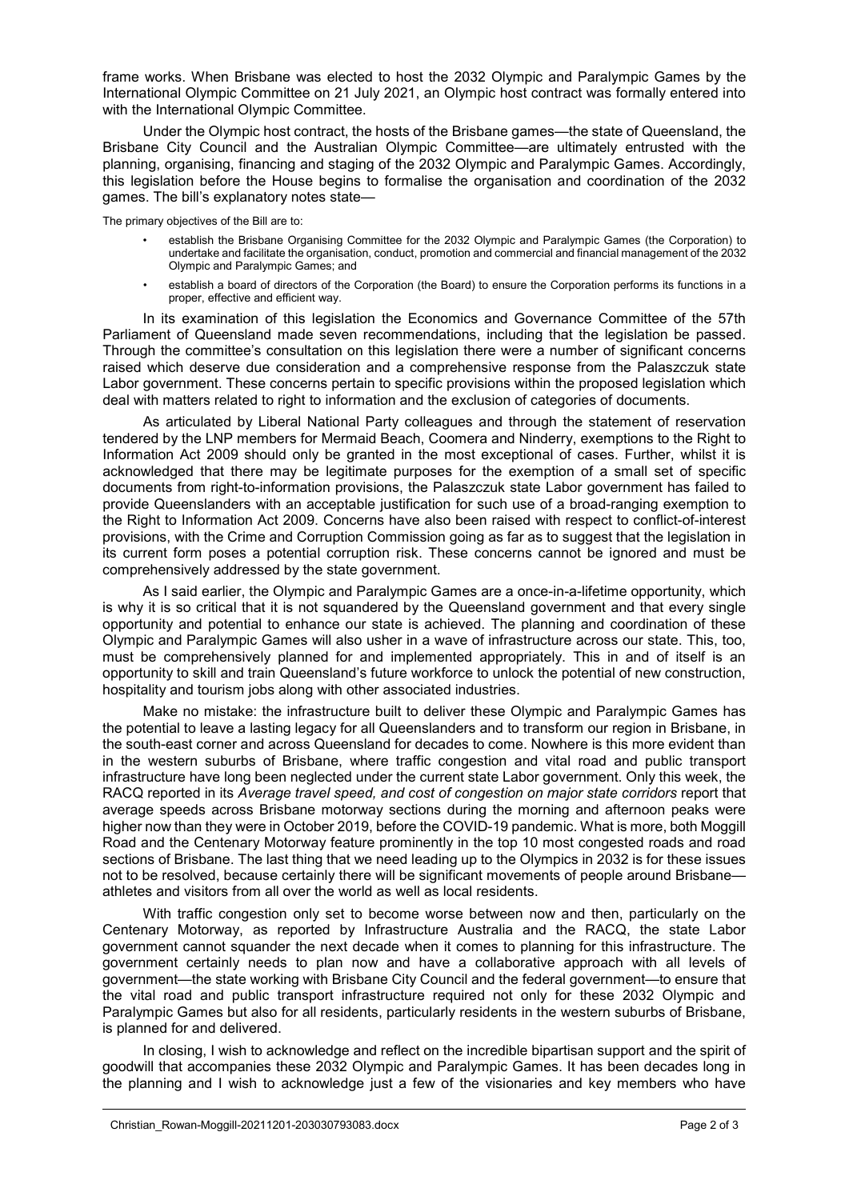frame works. When Brisbane was elected to host the 2032 Olympic and Paralympic Games by the International Olympic Committee on 21 July 2021, an Olympic host contract was formally entered into with the International Olympic Committee.

Under the Olympic host contract, the hosts of the Brisbane games—the state of Queensland, the Brisbane City Council and the Australian Olympic Committee—are ultimately entrusted with the planning, organising, financing and staging of the 2032 Olympic and Paralympic Games. Accordingly, this legislation before the House begins to formalise the organisation and coordination of the 2032 games. The bill's explanatory notes state—

The primary objectives of the Bill are to:

- establish the Brisbane Organising Committee for the 2032 Olympic and Paralympic Games (the Corporation) to undertake and facilitate the organisation, conduct, promotion and commercial and financial management of the 2032 Olympic and Paralympic Games; and
- establish a board of directors of the Corporation (the Board) to ensure the Corporation performs its functions in a proper, effective and efficient way.

In its examination of this legislation the Economics and Governance Committee of the 57th Parliament of Queensland made seven recommendations, including that the legislation be passed. Through the committee's consultation on this legislation there were a number of significant concerns raised which deserve due consideration and a comprehensive response from the Palaszczuk state Labor government. These concerns pertain to specific provisions within the proposed legislation which deal with matters related to right to information and the exclusion of categories of documents.

As articulated by Liberal National Party colleagues and through the statement of reservation tendered by the LNP members for Mermaid Beach, Coomera and Ninderry, exemptions to the Right to Information Act 2009 should only be granted in the most exceptional of cases. Further, whilst it is acknowledged that there may be legitimate purposes for the exemption of a small set of specific documents from right-to-information provisions, the Palaszczuk state Labor government has failed to provide Queenslanders with an acceptable justification for such use of a broad-ranging exemption to the Right to Information Act 2009. Concerns have also been raised with respect to conflict-of-interest provisions, with the Crime and Corruption Commission going as far as to suggest that the legislation in its current form poses a potential corruption risk. These concerns cannot be ignored and must be comprehensively addressed by the state government.

As I said earlier, the Olympic and Paralympic Games are a once-in-a-lifetime opportunity, which is why it is so critical that it is not squandered by the Queensland government and that every single opportunity and potential to enhance our state is achieved. The planning and coordination of these Olympic and Paralympic Games will also usher in a wave of infrastructure across our state. This, too, must be comprehensively planned for and implemented appropriately. This in and of itself is an opportunity to skill and train Queensland's future workforce to unlock the potential of new construction, hospitality and tourism jobs along with other associated industries.

Make no mistake: the infrastructure built to deliver these Olympic and Paralympic Games has the potential to leave a lasting legacy for all Queenslanders and to transform our region in Brisbane, in the south-east corner and across Queensland for decades to come. Nowhere is this more evident than in the western suburbs of Brisbane, where traffic congestion and vital road and public transport infrastructure have long been neglected under the current state Labor government. Only this week, the RACQ reported in its *Average travel speed, and cost of congestion on major state corridors* report that average speeds across Brisbane motorway sections during the morning and afternoon peaks were higher now than they were in October 2019, before the COVID-19 pandemic. What is more, both Moggill Road and the Centenary Motorway feature prominently in the top 10 most congested roads and road sections of Brisbane. The last thing that we need leading up to the Olympics in 2032 is for these issues not to be resolved, because certainly there will be significant movements of people around Brisbane—athletes and visitors from all over the world as well as local residents.

With traffic congestion only set to become worse between now and then, particularly on the Centenary Motorway, as reported by Infrastructure Australia and the RACQ, the state Labor government cannot squander the next decade when it comes to planning for this infrastructure. The government certainly needs to plan now and have a collaborative approach with all levels of government—the state working with Brisbane City Council and the federal government—to ensure that the vital road and public transport infrastructure required not only for these 2032 Olympic and Paralympic Games but also for all residents, particularly residents in the western suburbs of Brisbane, is planned for and delivered.

In closing, I wish to acknowledge and reflect on the incredible bipartisan support and the spirit of goodwill that accompanies these 2032 Olympic and Paralympic Games. It has been decades long in the planning and I wish to acknowledge just a few of the visionaries and key members who have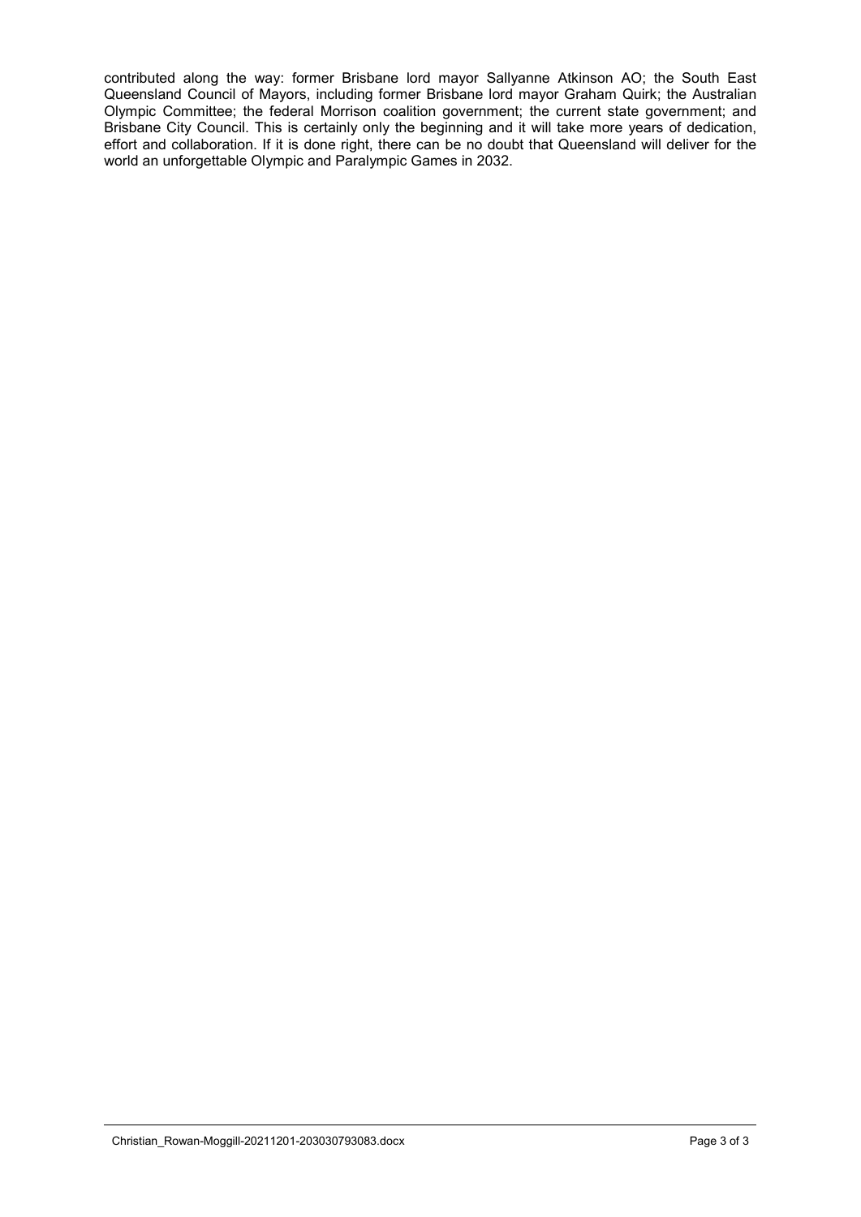contributed along the way: former Brisbane lord mayor Sallyanne Atkinson AO; the South East Queensland Council of Mayors, including former Brisbane lord mayor Graham Quirk; the Australian Olympic Committee; the federal Morrison coalition government; the current state government; and Brisbane City Council. This is certainly only the beginning and it will take more years of dedication, effort and collaboration. If it is done right, there can be no doubt that Queensland will deliver for the world an unforgettable Olympic and Paralympic Games in 2032.